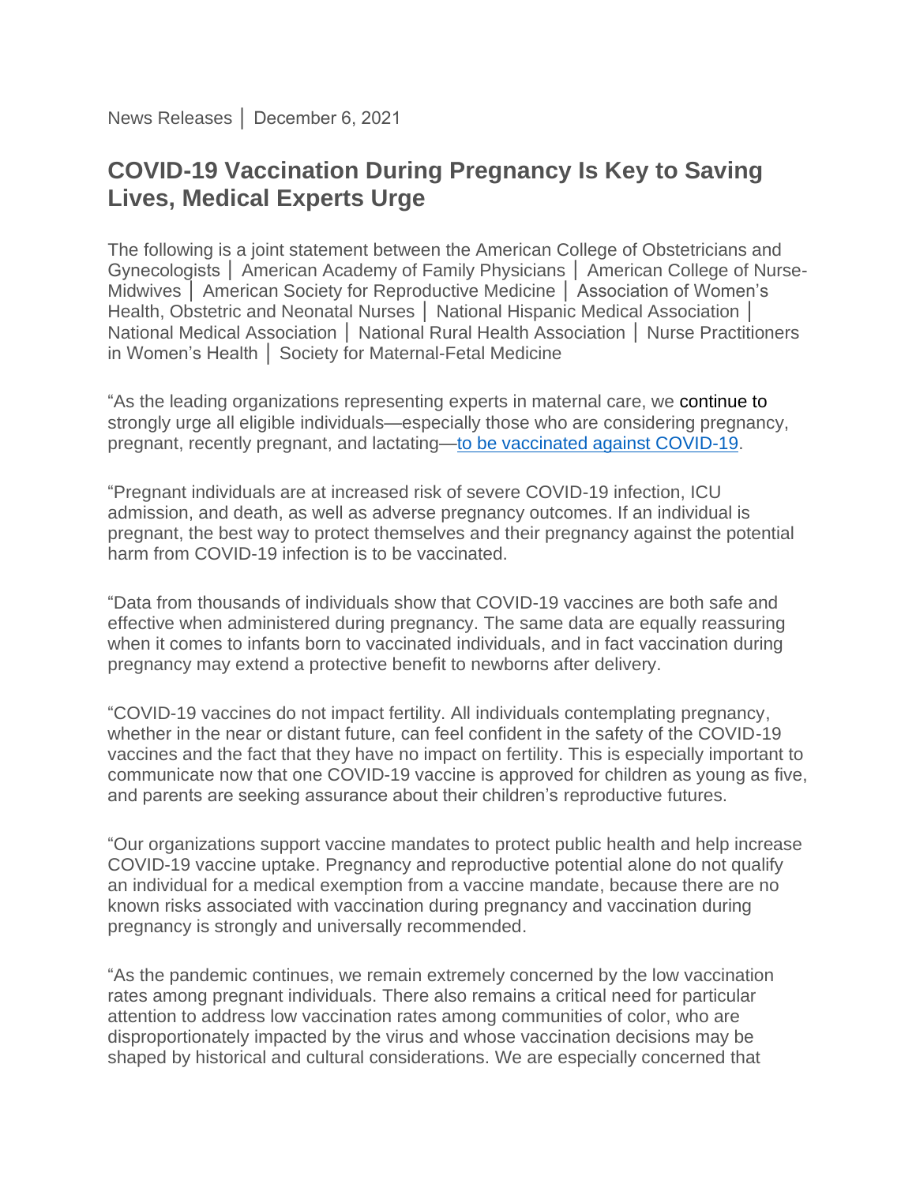News Releases │ December 6, 2021

# COVID-19 Vaccination During Pregnancy Is Key to Saving Lives, Medical Experts Urge

The following is a joint statement between the American College of Obstetricians and Gynecologists │ American Academy of Family Physicians │ American College of Nurse-Midwives │ American Society for Reproductive Medicine │ Association of Women's Health, Obstetric and Neonatal Nurses │ National Hispanic Medical Association │ National Medical Association │ National Rural Health Association │ Nurse Practitioners in Women's Health │ Society for Maternal-Fetal Medicine

"As the leading organizations representing experts in maternal care, we continue to strongly urge all eligible individuals—especially those who are considering pregnancy, pregnant, recently pregnant, and lactating—to be vaccinated against COVID-19.

"Pregnant individuals are at increased risk of severe COVID-19 infection, ICU admission, and death, as well as adverse pregnancy outcomes. If an individual is pregnant, the best way to protect themselves and their pregnancy against the potential harm from COVID-19 infection is to be vaccinated.

"Data from thousands of individuals show that COVID-19 vaccines are both safe and effective when administered during pregnancy. The same data are equally reassuring when it comes to infants born to vaccinated individuals, and in fact vaccination during pregnancy may extend a protective benefit to newborns after delivery.

"COVID-19 vaccines do not impact fertility. All individuals contemplating pregnancy, whether in the near or distant future, can feel confident in the safety of the COVID-19 vaccines and the fact that they have no impact on fertility. This is especially important to communicate now that one COVID-19 vaccine is approved for children as young as five, and parents are seeking assurance about their children's reproductive futures.

"Our organizations support vaccine mandates to protect public health and help increase COVID-19 vaccine uptake. Pregnancy and reproductive potential alone do not qualify an individual for a medical exemption from a vaccine mandate, because there are no known risks associated with vaccination during pregnancy and vaccination during pregnancy is strongly and universally recommended.

"As the pandemic continues, we remain extremely concerned by the low vaccination rates among pregnant individuals. There also remains a critical need for particular attention to address low vaccination rates among communities of color, who are disproportionately impacted by the virus and whose vaccination decisions may be shaped by historical and cultural considerations. We are especially concerned that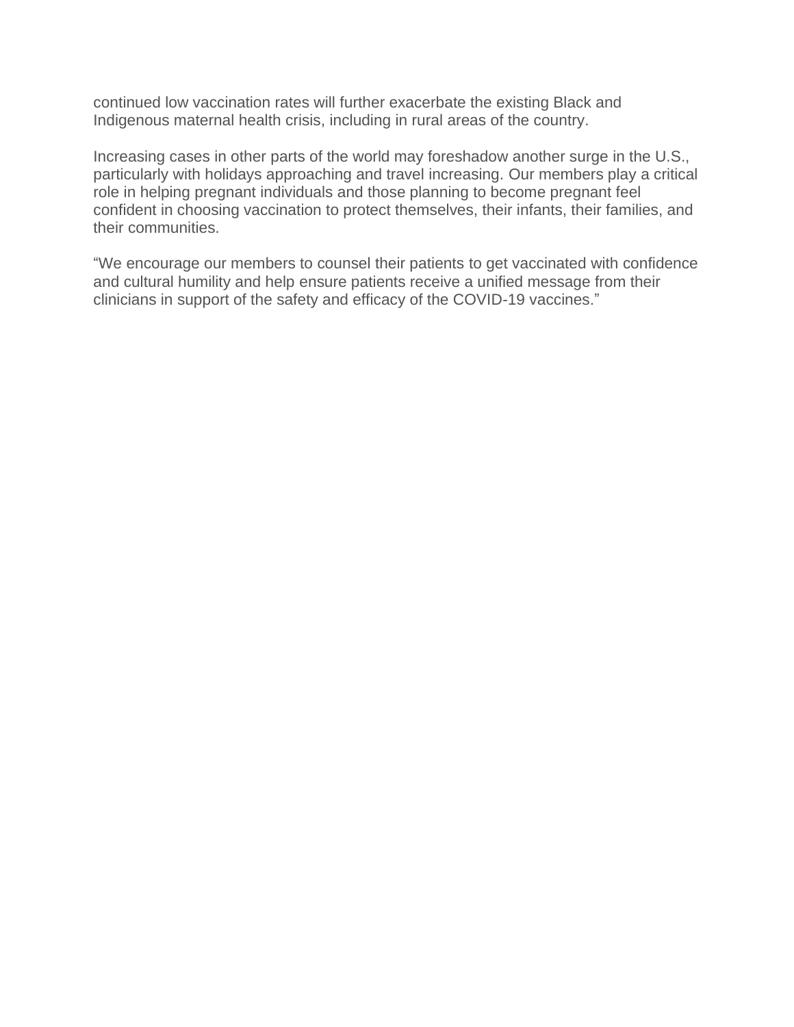continued low vaccination rates will further exacerbate the existing Black and Indigenous maternal health crisis, including in rural areas of the country.

Increasing cases in other parts of the world may foreshadow another surge in the U.S., particularly with holidays approaching and travel increasing. Our members play a critical role in helping pregnant individuals and those planning to become pregnant feel confident in choosing vaccination to protect themselves, their infants, their families, and their communities.

“We encourage our members to counsel their patients to get vaccinated with confidence and cultural humility and help ensure patients receive a unified message from their clinicians in support of the safety and efficacy of the COVID-19 vaccines.”